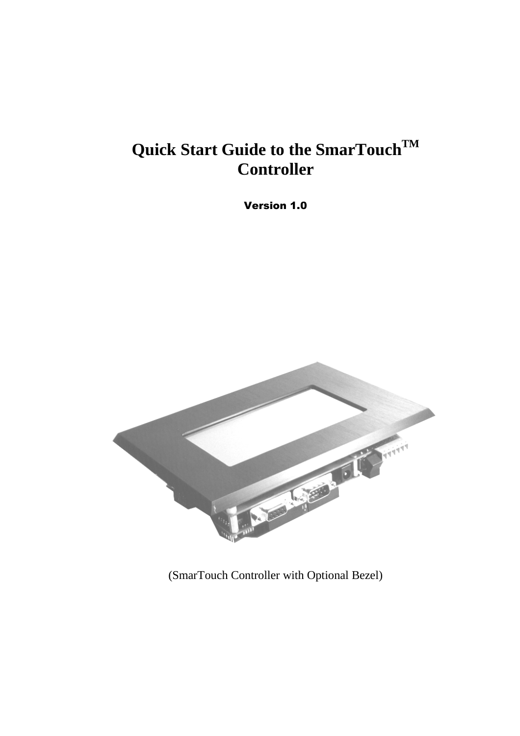# Quick Start Guide to the SmarTouch™ Controller

**Version 1.0**

(SmarTouch Controller with Optional Bezel)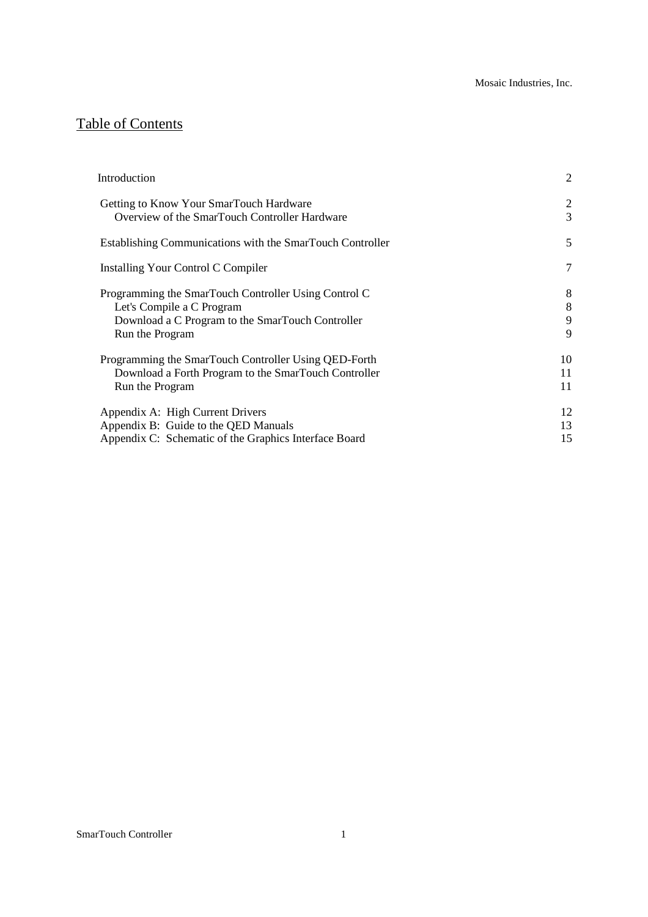# Table of Contents

| | |
|---|---|
| Introduction | 2 |
| Getting to Know Your SmarTouch Hardware | 2 |
| Overview of the SmarTouch Controller Hardware | 3 |
| Establishing Communications with the SmarTouch Controller | 5 |
| Installing Your Control C Compiler | 7 |
| Programming the SmarTouch Controller Using Control C | 8 |
| Let's Compile a C Program | 8 |
| Download a C Program to the SmarTouch Controller | 9 |
| Run the Program | 9 |
| Programming the SmarTouch Controller Using QED-Forth | 10 |
| Download a Forth Program to the SmarTouch Controller | 11 |
| Run the Program | 11 |
| Appendix A: High Current Drivers | 12 |
| Appendix B: Guide to the QED Manuals | 13 |
| Appendix C: Schematic of the Graphics Interface Board | 15 |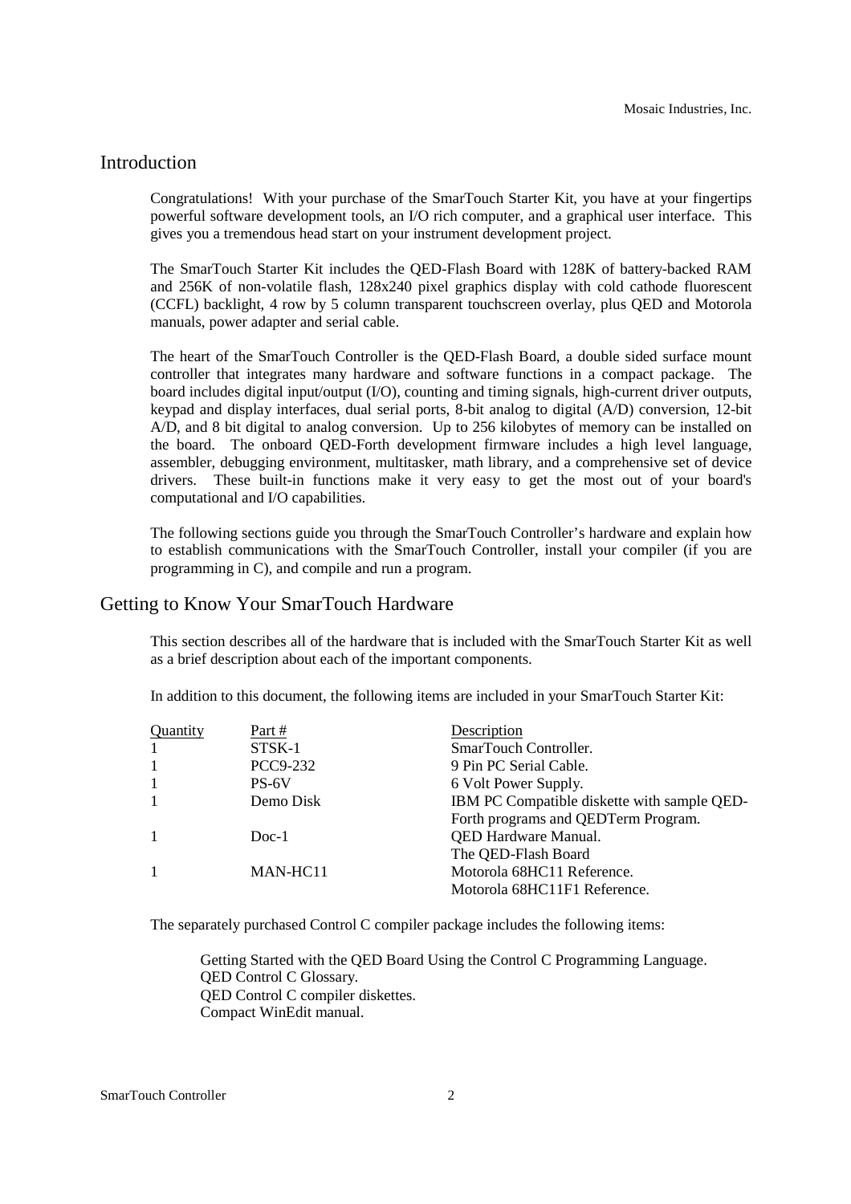## Introduction

Congratulations! With your purchase of the SmarTouch Starter Kit, you have at your fingertips powerful software development tools, an I/O rich computer, and a graphical user interface. This gives you a tremendous head start on your instrument development project.

The SmarTouch Starter Kit includes the QED-Flash Board with 128K of battery-backed RAM and 256K of non-volatile flash, 128x240 pixel graphics display with cold cathode fluorescent (CCFL) backlight, 4 row by 5 column transparent touchscreen overlay, plus QED and Motorola manuals, power adapter and serial cable.

The heart of the SmarTouch Controller is the QED-Flash Board, a double sided surface mount controller that integrates many hardware and software functions in a compact package. The board includes digital input/output (I/O), counting and timing signals, high-current driver outputs, keypad and display interfaces, dual serial ports, 8-bit analog to digital (A/D) conversion, 12-bit A/D, and 8 bit digital to analog conversion. Up to 256 kilobytes of memory can be installed on the board. The onboard QED-Forth development firmware includes a high level language, assembler, debugging environment, multitasker, math library, and a comprehensive set of device drivers. These built-in functions make it very easy to get the most out of your board's computational and I/O capabilities.

The following sections guide you through the SmarTouch Controller's hardware and explain how to establish communications with the SmarTouch Controller, install your compiler (if you are programming in C), and compile and run a program.

## Getting to Know Your SmarTouch Hardware

This section describes all of the hardware that is included with the SmarTouch Starter Kit as well as a brief description about each of the important components.

In addition to this document, the following items are included in your SmarTouch Starter Kit:

| Quantity | Part # | Description |
|---|---|---|
| 1 | STSK-1 | SmarTouch Controller. |
| 1 | PCC9-232 | 9 Pin PC Serial Cable. |
| 1 | PS-6V | 6 Volt Power Supply. |
| 1 | Demo Disk | IBM PC Compatible diskette with sample QED-Forth programs and QEDTerm Program. |
| 1 | Doc-1 | QED Hardware Manual. The QED-Flash Board |
| 1 | MAN-HC11 | Motorola 68HC11 Reference. Motorola 68HC11F1 Reference. |

The separately purchased Control C compiler package includes the following items:

Getting Started with the QED Board Using the Control C Programming Language.
QED Control C Glossary.
QED Control C compiler diskettes.
Compact WinEdit manual.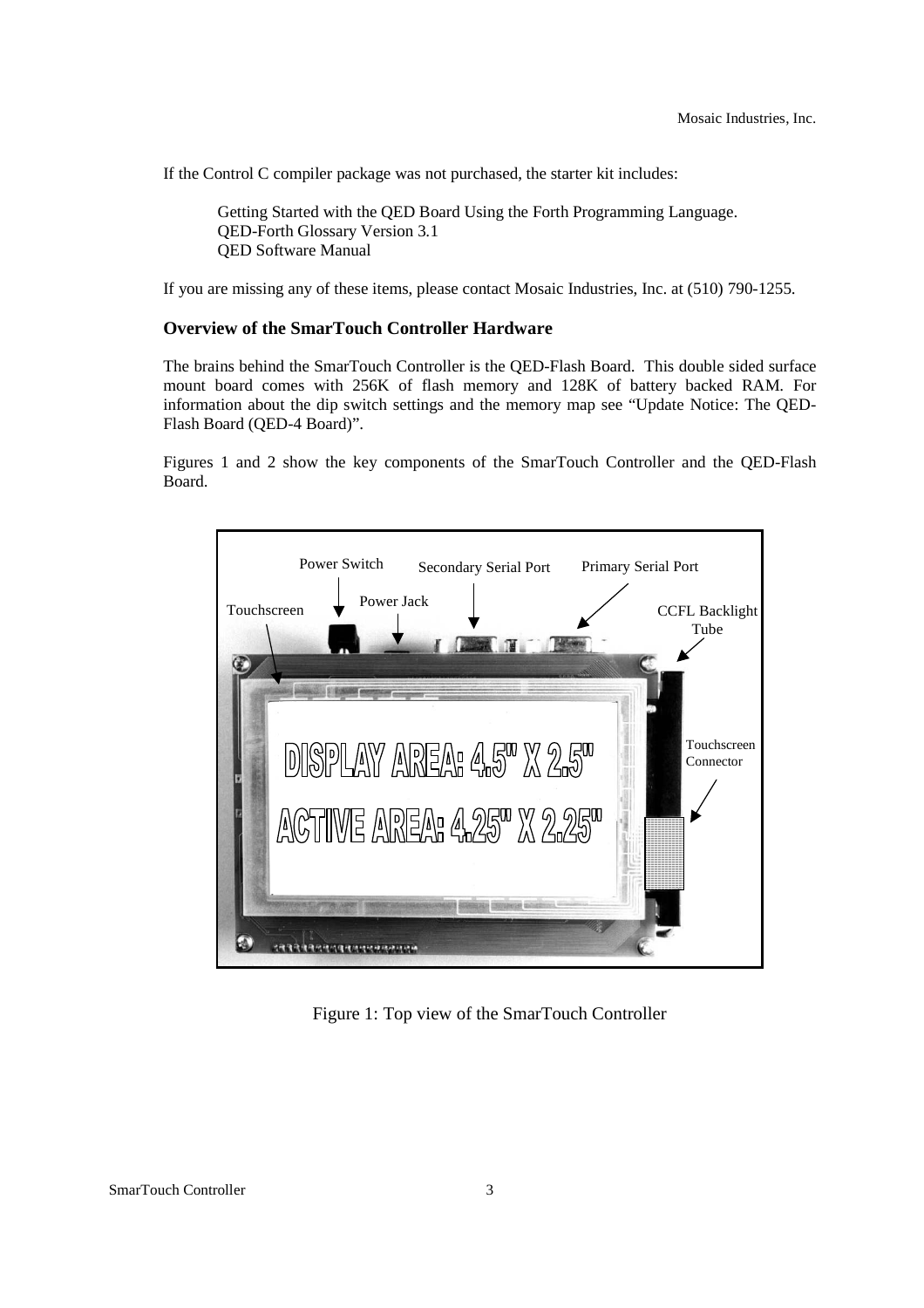If the Control C compiler package was not purchased, the starter kit includes:

Getting Started with the QED Board Using the Forth Programming Language.
QED-Forth Glossary Version 3.1
QED Software Manual

If you are missing any of these items, please contact Mosaic Industries, Inc. at (510) 790-1255.

### Overview of the SmarTouch Controller Hardware

The brains behind the SmarTouch Controller is the QED-Flash Board. This double sided surface mount board comes with 256K of flash memory and 128K of battery backed RAM. For information about the dip switch settings and the memory map see "Update Notice: The QED-Flash Board (QED-4 Board)".

Figures 1 and 2 show the key components of the SmarTouch Controller and the QED-Flash Board.

Power Switch
Secondary Serial Port
Primary Serial Port
Power Jack
Touchscreen
CCFL Backlight Tube
DISPLAY AREA: 4.5" X 2.5"
ACTIVE AREA: 4.25" X 2.25"
Touchscreen Connector

Figure 1: Top view of the SmarTouch Controller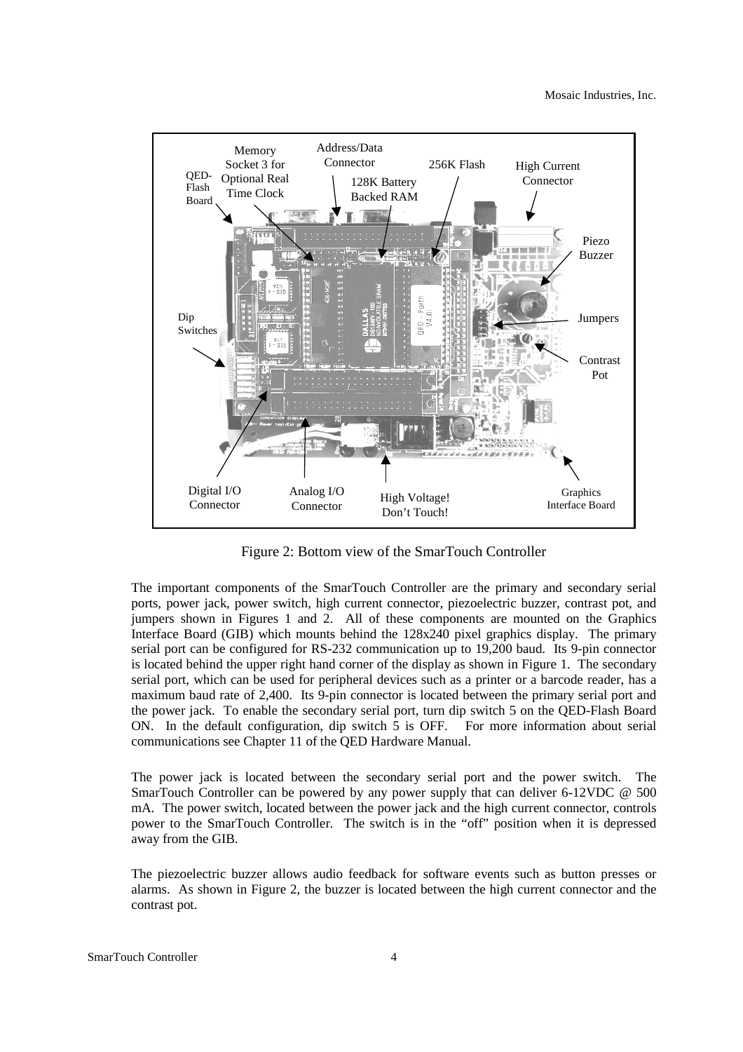Memory Socket 3 for Optional Real Time Clock

Address/Data Connector

QED-Flash Board

128K Battery Backed RAM

256K Flash

High Current Connector

Piezo Buzzer

Jumpers

Contrast Pot

Dip Switches

Digital I/O Connector

Analog I/O Connector

High Voltage! Don't Touch!

Graphics Interface Board

Figure 2: Bottom view of the SmarTouch Controller

The important components of the SmarTouch Controller are the primary and secondary serial ports, power jack, power switch, high current connector, piezoelectric buzzer, contrast pot, and jumpers shown in Figures 1 and 2. All of these components are mounted on the Graphics Interface Board (GIB) which mounts behind the 128x240 pixel graphics display. The primary serial port can be configured for RS-232 communication up to 19,200 baud. Its 9-pin connector is located behind the upper right hand corner of the display as shown in Figure 1. The secondary serial port, which can be used for peripheral devices such as a printer or a barcode reader, has a maximum baud rate of 2,400. Its 9-pin connector is located between the primary serial port and the power jack. To enable the secondary serial port, turn dip switch 5 on the QED-Flash Board ON. In the default configuration, dip switch 5 is OFF. For more information about serial communications see Chapter 11 of the QED Hardware Manual.

The power jack is located between the secondary serial port and the power switch. The SmarTouch Controller can be powered by any power supply that can deliver 6-12VDC @ 500 mA. The power switch, located between the power jack and the high current connector, controls power to the SmarTouch Controller. The switch is in the "off" position when it is depressed away from the GIB.

The piezoelectric buzzer allows audio feedback for software events such as button presses or alarms. As shown in Figure 2, the buzzer is located between the high current connector and the contrast pot.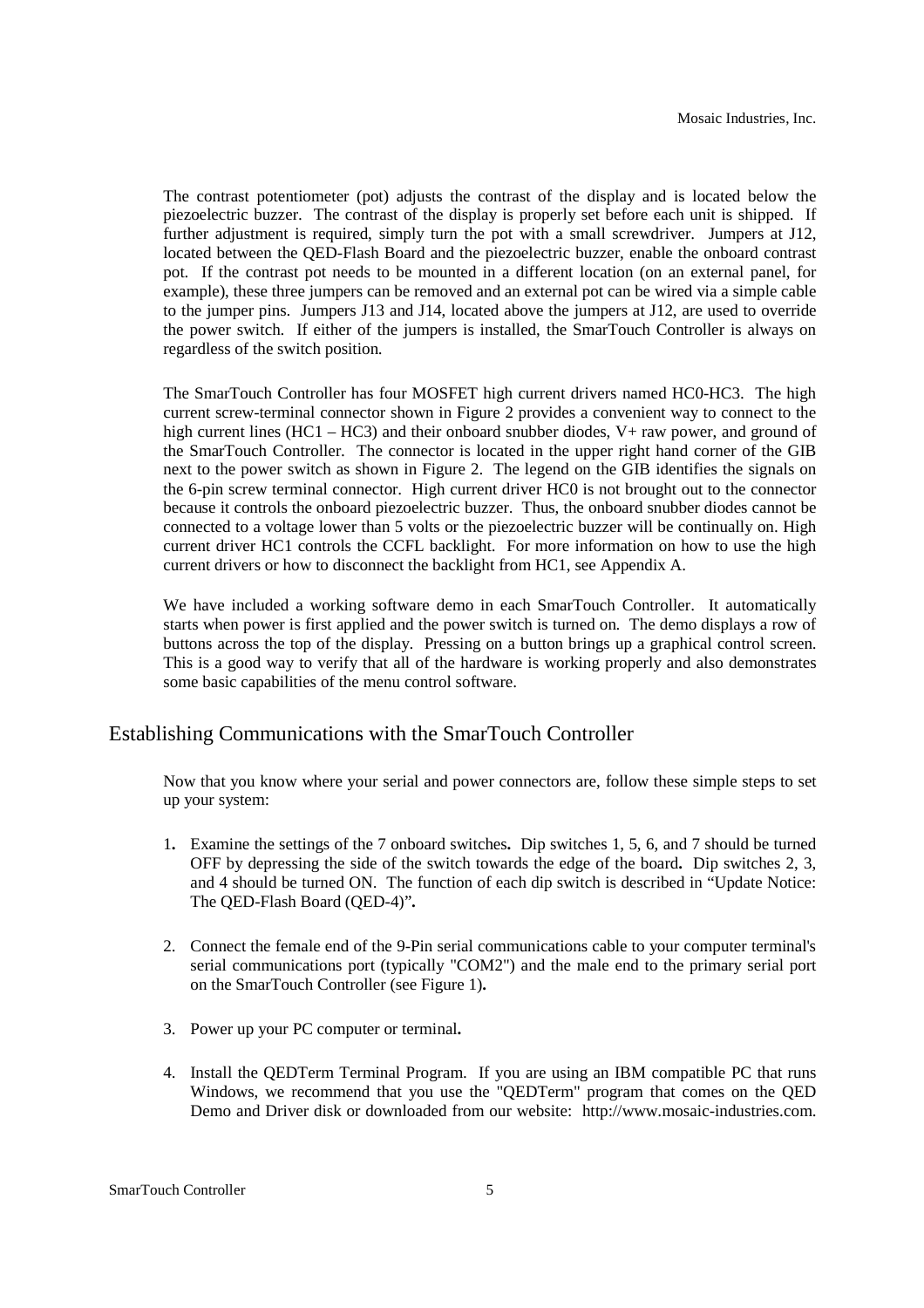The contrast potentiometer (pot) adjusts the contrast of the display and is located below the piezoelectric buzzer. The contrast of the display is properly set before each unit is shipped. If further adjustment is required, simply turn the pot with a small screwdriver. Jumpers at J12, located between the QED-Flash Board and the piezoelectric buzzer, enable the onboard contrast pot. If the contrast pot needs to be mounted in a different location (on an external panel, for example), these three jumpers can be removed and an external pot can be wired via a simple cable to the jumper pins. Jumpers J13 and J14, located above the jumpers at J12, are used to override the power switch. If either of the jumpers is installed, the SmarTouch Controller is always on regardless of the switch position.

The SmarTouch Controller has four MOSFET high current drivers named HC0-HC3. The high current screw-terminal connector shown in Figure 2 provides a convenient way to connect to the high current lines (HC1 – HC3) and their onboard snubber diodes, V+ raw power, and ground of the SmarTouch Controller. The connector is located in the upper right hand corner of the GIB next to the power switch as shown in Figure 2. The legend on the GIB identifies the signals on the 6-pin screw terminal connector. High current driver HC0 is not brought out to the connector because it controls the onboard piezoelectric buzzer. Thus, the onboard snubber diodes cannot be connected to a voltage lower than 5 volts or the piezoelectric buzzer will be continually on. High current driver HC1 controls the CCFL backlight. For more information on how to use the high current drivers or how to disconnect the backlight from HC1, see Appendix A.

We have included a working software demo in each SmarTouch Controller. It automatically starts when power is first applied and the power switch is turned on. The demo displays a row of buttons across the top of the display. Pressing on a button brings up a graphical control screen. This is a good way to verify that all of the hardware is working properly and also demonstrates some basic capabilities of the menu control software.

## Establishing Communications with the SmarTouch Controller

Now that you know where your serial and power connectors are, follow these simple steps to set up your system:

1. Examine the settings of the 7 onboard switches**.** Dip switches 1, 5, 6, and 7 should be turned OFF by depressing the side of the switch towards the edge of the board**.** Dip switches 2, 3, and 4 should be turned ON. The function of each dip switch is described in "Update Notice: The QED-Flash Board (QED-4)"**.**

2. Connect the female end of the 9-Pin serial communications cable to your computer terminal's serial communications port (typically "COM2") and the male end to the primary serial port on the SmarTouch Controller (see Figure 1)**.**

3. Power up your PC computer or terminal**.**

4. Install the QEDTerm Terminal Program. If you are using an IBM compatible PC that runs Windows, we recommend that you use the "QEDTerm" program that comes on the QED Demo and Driver disk or downloaded from our website: http://www.mosaic-industries.com.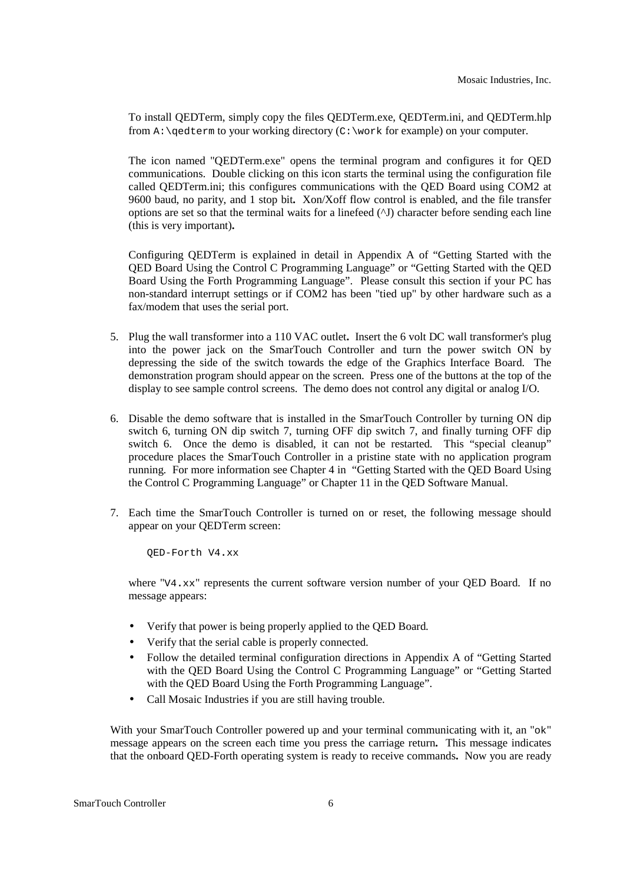To install QEDTerm, simply copy the files QEDTerm.exe, QEDTerm.ini, and QEDTerm.hlp from `A:\qedterm` to your working directory (`C:\work` for example) on your computer.

The icon named "QEDTerm.exe" opens the terminal program and configures it for QED communications. Double clicking on this icon starts the terminal using the configuration file called QEDTerm.ini; this configures communications with the QED Board using COM2 at 9600 baud, no parity, and 1 stop bit**.** Xon/Xoff flow control is enabled, and the file transfer options are set so that the terminal waits for a linefeed (^J) character before sending each line (this is very important)**.**

Configuring QEDTerm is explained in detail in Appendix A of “Getting Started with the QED Board Using the Control C Programming Language” or “Getting Started with the QED Board Using the Forth Programming Language”. Please consult this section if your PC has non-standard interrupt settings or if COM2 has been "tied up" by other hardware such as a fax/modem that uses the serial port.

5. Plug the wall transformer into a 110 VAC outlet**.** Insert the 6 volt DC wall transformer's plug into the power jack on the SmarTouch Controller and turn the power switch ON by depressing the side of the switch towards the edge of the Graphics Interface Board. The demonstration program should appear on the screen. Press one of the buttons at the top of the display to see sample control screens. The demo does not control any digital or analog I/O.

6. Disable the demo software that is installed in the SmarTouch Controller by turning ON dip switch 6, turning ON dip switch 7, turning OFF dip switch 7, and finally turning OFF dip switch 6. Once the demo is disabled, it can not be restarted. This “special cleanup” procedure places the SmarTouch Controller in a pristine state with no application program running. For more information see Chapter 4 in “Getting Started with the QED Board Using the Control C Programming Language” or Chapter 11 in the QED Software Manual.

7. Each time the SmarTouch Controller is turned on or reset, the following message should appear on your QEDTerm screen:

   ```
   QED-Forth V4.xx
   ```

   where "`V4.xx`" represents the current software version number of your QED Board. If no message appears:

   - Verify that power is being properly applied to the QED Board.
   - Verify that the serial cable is properly connected.
   - Follow the detailed terminal configuration directions in Appendix A of “Getting Started with the QED Board Using the Control C Programming Language” or “Getting Started with the QED Board Using the Forth Programming Language”.
   - Call Mosaic Industries if you are still having trouble.

With your SmarTouch Controller powered up and your terminal communicating with it, an "`ok`" message appears on the screen each time you press the carriage return**.** This message indicates that the onboard QED-Forth operating system is ready to receive commands**.** Now you are ready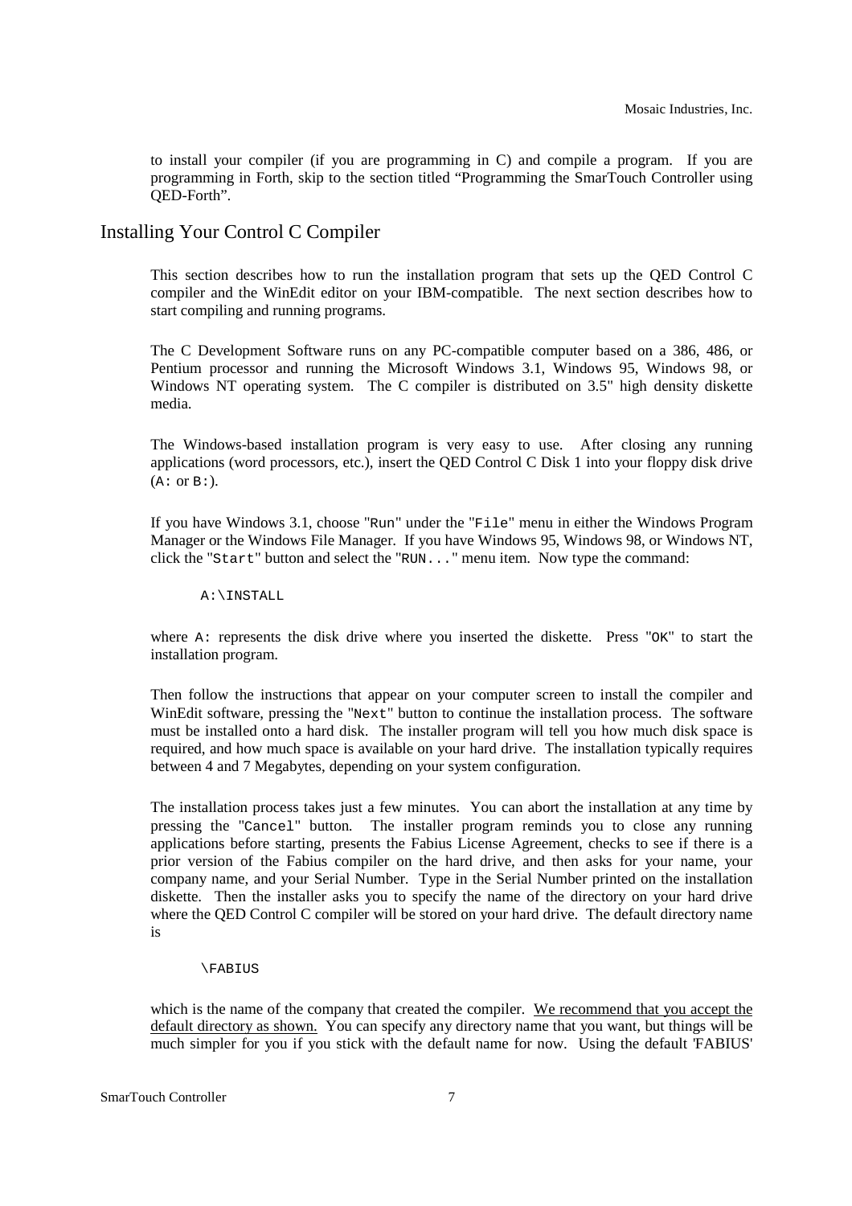to install your compiler (if you are programming in C) and compile a program. If you are programming in Forth, skip to the section titled “Programming the SmarTouch Controller using QED-Forth”.

## Installing Your Control C Compiler

This section describes how to run the installation program that sets up the QED Control C compiler and the WinEdit editor on your IBM-compatible. The next section describes how to start compiling and running programs.

The C Development Software runs on any PC-compatible computer based on a 386, 486, or Pentium processor and running the Microsoft Windows 3.1, Windows 95, Windows 98, or Windows NT operating system. The C compiler is distributed on 3.5" high density diskette media.

The Windows-based installation program is very easy to use. After closing any running applications (word processors, etc.), insert the QED Control C Disk 1 into your floppy disk drive (`A:` or `B:`).

If you have Windows 3.1, choose "`Run`" under the "`File`" menu in either the Windows Program Manager or the Windows File Manager. If you have Windows 95, Windows 98, or Windows NT, click the "`Start`" button and select the "`RUN...`" menu item. Now type the command:

```
A:\INSTALL
```

where `A:` represents the disk drive where you inserted the diskette. Press "`OK`" to start the installation program.

Then follow the instructions that appear on your computer screen to install the compiler and WinEdit software, pressing the "`Next`" button to continue the installation process. The software must be installed onto a hard disk. The installer program will tell you how much disk space is required, and how much space is available on your hard drive. The installation typically requires between 4 and 7 Megabytes, depending on your system configuration.

The installation process takes just a few minutes. You can abort the installation at any time by pressing the "`Cancel`" button. The installer program reminds you to close any running applications before starting, presents the Fabius License Agreement, checks to see if there is a prior version of the Fabius compiler on the hard drive, and then asks for your name, your company name, and your Serial Number. Type in the Serial Number printed on the installation diskette. Then the installer asks you to specify the name of the directory on your hard drive where the QED Control C compiler will be stored on your hard drive. The default directory name is

```
\FABIUS
```

which is the name of the company that created the compiler. <u>We recommend that you accept the default directory as shown.</u> You can specify any directory name that you want, but things will be much simpler for you if you stick with the default name for now. Using the default 'FABIUS'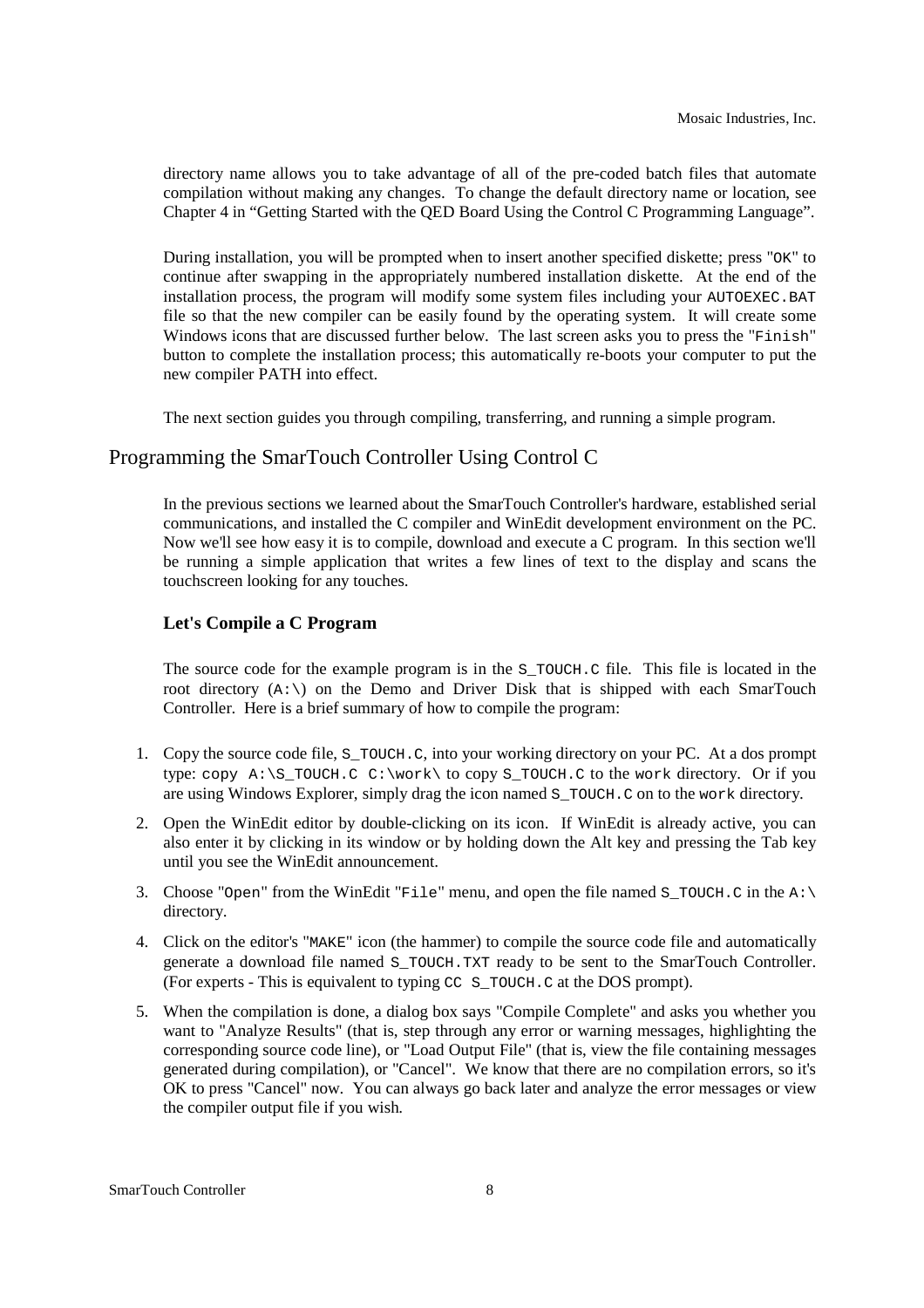directory name allows you to take advantage of all of the pre-coded batch files that automate compilation without making any changes. To change the default directory name or location, see Chapter 4 in "Getting Started with the QED Board Using the Control C Programming Language".

During installation, you will be prompted when to insert another specified diskette; press "OK" to continue after swapping in the appropriately numbered installation diskette. At the end of the installation process, the program will modify some system files including your AUTOEXEC.BAT file so that the new compiler can be easily found by the operating system. It will create some Windows icons that are discussed further below. The last screen asks you to press the "Finish" button to complete the installation process; this automatically re-boots your computer to put the new compiler PATH into effect.

The next section guides you through compiling, transferring, and running a simple program.

## Programming the SmarTouch Controller Using Control C

In the previous sections we learned about the SmarTouch Controller's hardware, established serial communications, and installed the C compiler and WinEdit development environment on the PC. Now we'll see how easy it is to compile, download and execute a C program. In this section we'll be running a simple application that writes a few lines of text to the display and scans the touchscreen looking for any touches.

### Let's Compile a C Program

The source code for the example program is in the S_TOUCH.C file. This file is located in the root directory (A:\) on the Demo and Driver Disk that is shipped with each SmarTouch Controller. Here is a brief summary of how to compile the program:

1. Copy the source code file, S_TOUCH.C, into your working directory on your PC. At a dos prompt type: `copy A:\S_TOUCH.C C:\work\` to copy S_TOUCH.C to the work directory. Or if you are using Windows Explorer, simply drag the icon named S_TOUCH.C on to the work directory.
2. Open the WinEdit editor by double-clicking on its icon. If WinEdit is already active, you can also enter it by clicking in its window or by holding down the Alt key and pressing the Tab key until you see the WinEdit announcement.
3. Choose "Open" from the WinEdit "File" menu, and open the file named S_TOUCH.C in the A:\ directory.
4. Click on the editor's "MAKE" icon (the hammer) to compile the source code file and automatically generate a download file named S_TOUCH.TXT ready to be sent to the SmarTouch Controller. (For experts - This is equivalent to typing `CC S_TOUCH.C` at the DOS prompt).
5. When the compilation is done, a dialog box says "Compile Complete" and asks you whether you want to "Analyze Results" (that is, step through any error or warning messages, highlighting the corresponding source code line), or "Load Output File" (that is, view the file containing messages generated during compilation), or "Cancel". We know that there are no compilation errors, so it's OK to press "Cancel" now. You can always go back later and analyze the error messages or view the compiler output file if you wish.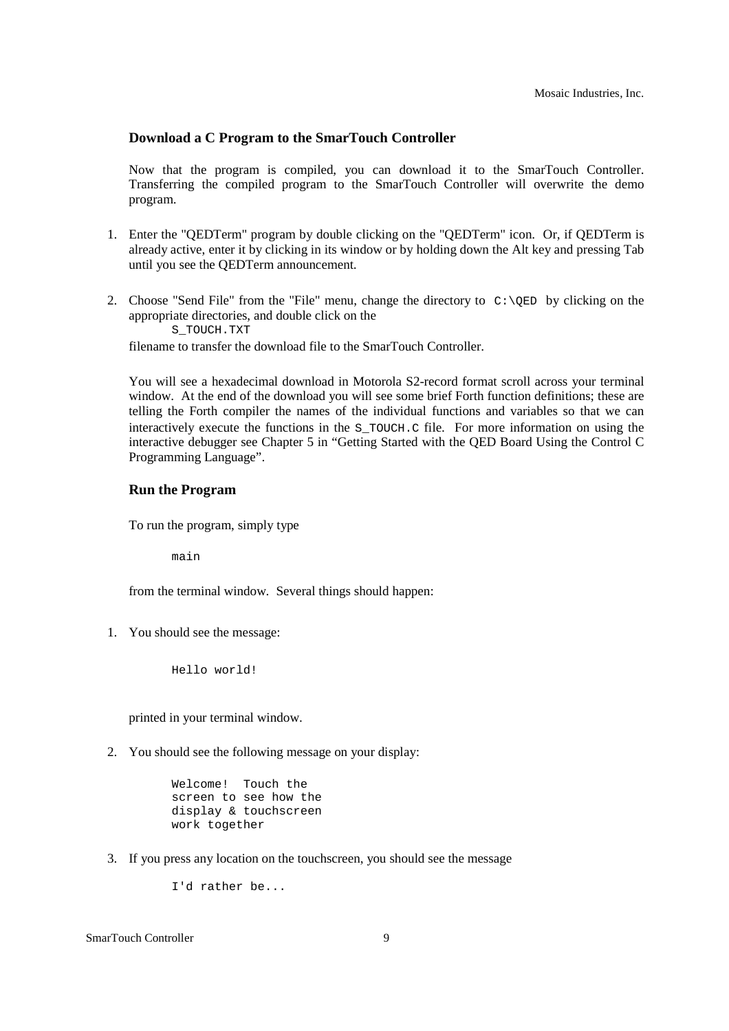### Download a C Program to the SmarTouch Controller

Now that the program is compiled, you can download it to the SmarTouch Controller. Transferring the compiled program to the SmarTouch Controller will overwrite the demo program.

1. Enter the "QEDTerm" program by double clicking on the "QEDTerm" icon. Or, if QEDTerm is already active, enter it by clicking in its window or by holding down the Alt key and pressing Tab until you see the QEDTerm announcement.

2. Choose "Send File" from the "File" menu, change the directory to `C:\QED` by clicking on the appropriate directories, and double click on the

   ```
   S_TOUCH.TXT
   ```

   filename to transfer the download file to the SmarTouch Controller.

   You will see a hexadecimal download in Motorola S2-record format scroll across your terminal window. At the end of the download you will see some brief Forth function definitions; these are telling the Forth compiler the names of the individual functions and variables so that we can interactively execute the functions in the `S_TOUCH.C` file. For more information on using the interactive debugger see Chapter 5 in "Getting Started with the QED Board Using the Control C Programming Language".

### Run the Program

To run the program, simply type

```
main
```

from the terminal window. Several things should happen:

1. You should see the message:

   ```
   Hello world!
   ```

   printed in your terminal window.

2. You should see the following message on your display:

   ```
   Welcome!  Touch the
   screen to see how the
   display & touchscreen
   work together
   ```

3. If you press any location on the touchscreen, you should see the message

   ```
   I'd rather be...
   ```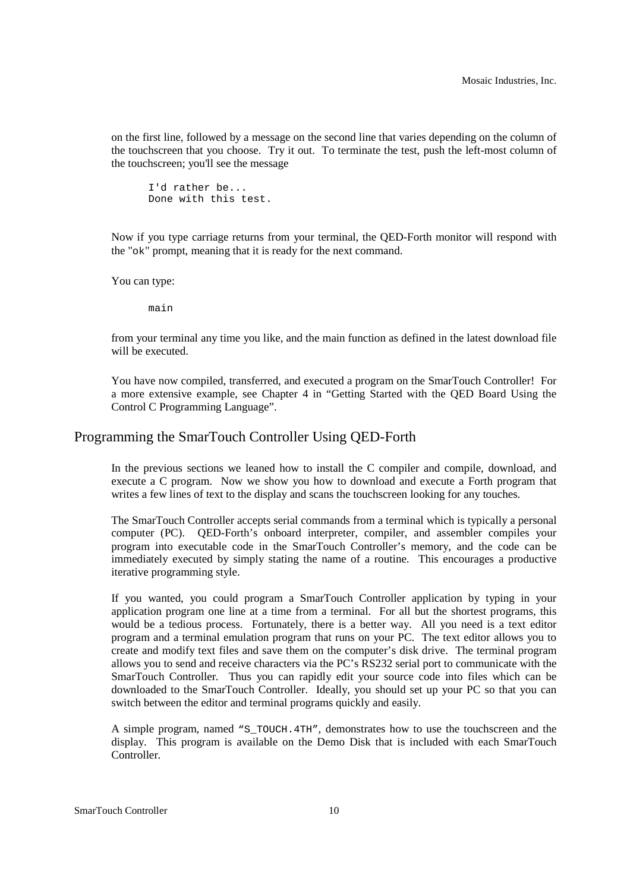on the first line, followed by a message on the second line that varies depending on the column of the touchscreen that you choose. Try it out. To terminate the test, push the left-most column of the touchscreen; you'll see the message

```
I'd rather be...
Done with this test.
```

Now if you type carriage returns from your terminal, the QED-Forth monitor will respond with the "ok" prompt, meaning that it is ready for the next command.

You can type:

```
main
```

from your terminal any time you like, and the main function as defined in the latest download file will be executed.

You have now compiled, transferred, and executed a program on the SmarTouch Controller! For a more extensive example, see Chapter 4 in "Getting Started with the QED Board Using the Control C Programming Language".

## Programming the SmarTouch Controller Using QED-Forth

In the previous sections we leaned how to install the C compiler and compile, download, and execute a C program. Now we show you how to download and execute a Forth program that writes a few lines of text to the display and scans the touchscreen looking for any touches.

The SmarTouch Controller accepts serial commands from a terminal which is typically a personal computer (PC). QED-Forth's onboard interpreter, compiler, and assembler compiles your program into executable code in the SmarTouch Controller's memory, and the code can be immediately executed by simply stating the name of a routine. This encourages a productive iterative programming style.

If you wanted, you could program a SmarTouch Controller application by typing in your application program one line at a time from a terminal. For all but the shortest programs, this would be a tedious process. Fortunately, there is a better way. All you need is a text editor program and a terminal emulation program that runs on your PC. The text editor allows you to create and modify text files and save them on the computer's disk drive. The terminal program allows you to send and receive characters via the PC's RS232 serial port to communicate with the SmarTouch Controller. Thus you can rapidly edit your source code into files which can be downloaded to the SmarTouch Controller. Ideally, you should set up your PC so that you can switch between the editor and terminal programs quickly and easily.

A simple program, named "S_TOUCH.4TH", demonstrates how to use the touchscreen and the display. This program is available on the Demo Disk that is included with each SmarTouch Controller.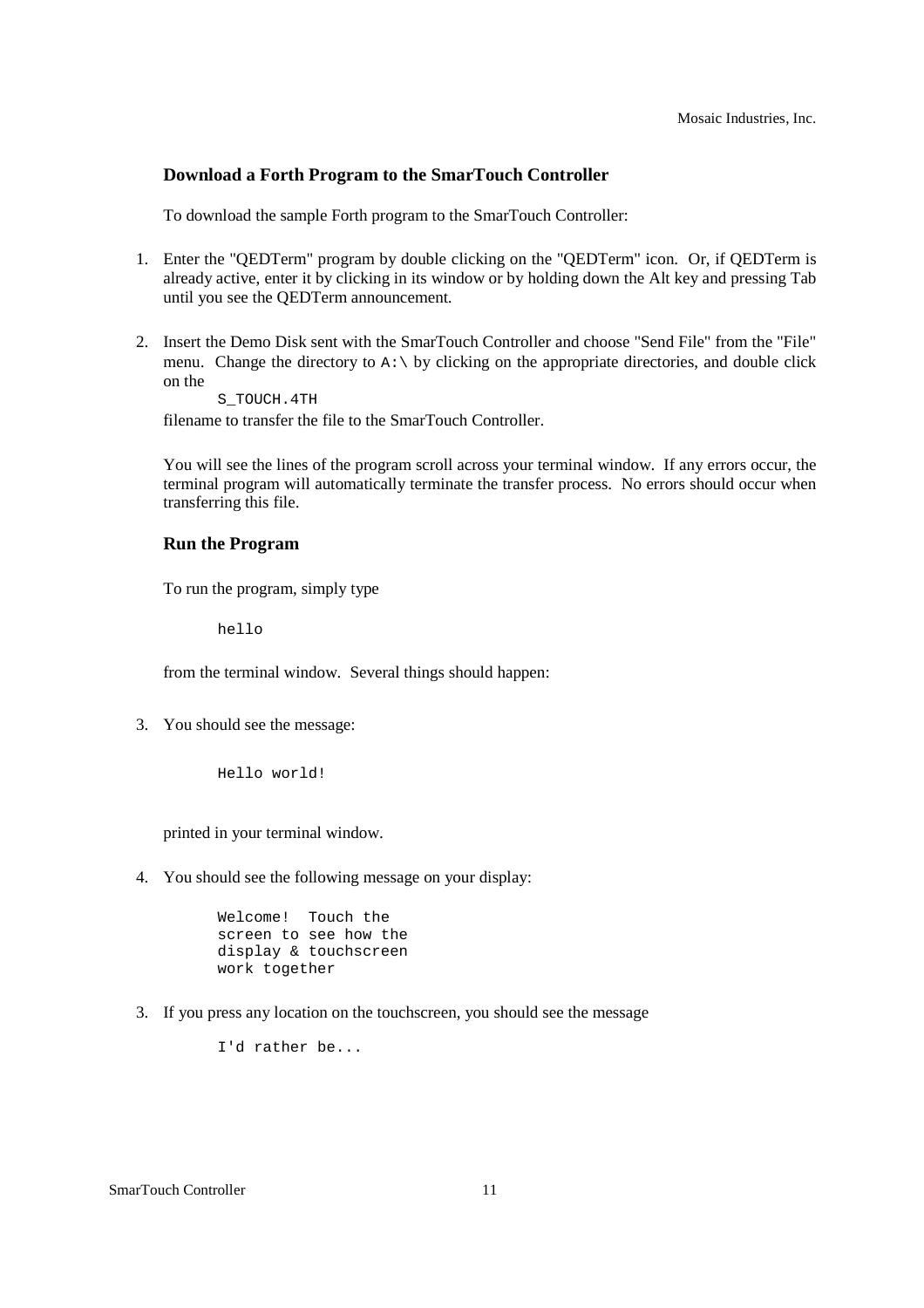## Download a Forth Program to the SmarTouch Controller

To download the sample Forth program to the SmarTouch Controller:

1. Enter the "QEDTerm" program by double clicking on the "QEDTerm" icon. Or, if QEDTerm is already active, enter it by clicking in its window or by holding down the Alt key and pressing Tab until you see the QEDTerm announcement.

2. Insert the Demo Disk sent with the SmarTouch Controller and choose "Send File" from the "File" menu. Change the directory to `A:\` by clicking on the appropriate directories, and double click on the

   ```
   S_TOUCH.4TH
   ```

   filename to transfer the file to the SmarTouch Controller.

   You will see the lines of the program scroll across your terminal window. If any errors occur, the terminal program will automatically terminate the transfer process. No errors should occur when transferring this file.

## Run the Program

To run the program, simply type

```
hello
```

from the terminal window. Several things should happen:

3. You should see the message:

   ```
   Hello world!
   ```

   printed in your terminal window.

4. You should see the following message on your display:

   ```
   Welcome!  Touch the
   screen to see how the
   display & touchscreen
   work together
   ```

3. If you press any location on the touchscreen, you should see the message

   ```
   I'd rather be...
   ```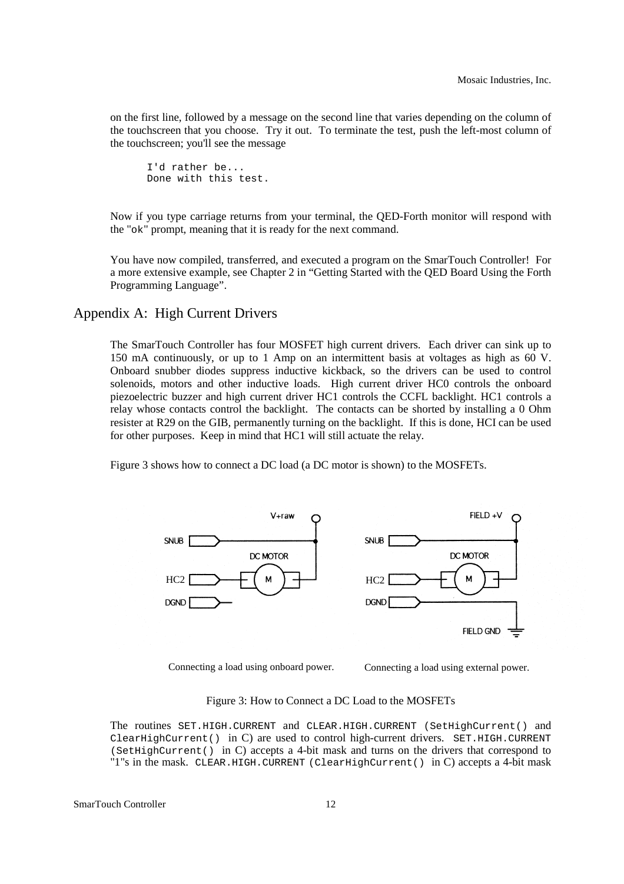on the first line, followed by a message on the second line that varies depending on the column of the touchscreen that you choose. Try it out. To terminate the test, push the left-most column of the touchscreen; you'll see the message

```
I'd rather be...
Done with this test.
```

Now if you type carriage returns from your terminal, the QED-Forth monitor will respond with the "ok" prompt, meaning that it is ready for the next command.

You have now compiled, transferred, and executed a program on the SmarTouch Controller! For a more extensive example, see Chapter 2 in "Getting Started with the QED Board Using the Forth Programming Language".

## Appendix A: High Current Drivers

The SmarTouch Controller has four MOSFET high current drivers. Each driver can sink up to 150 mA continuously, or up to 1 Amp on an intermittent basis at voltages as high as 60 V. Onboard snubber diodes suppress inductive kickback, so the drivers can be used to control solenoids, motors and other inductive loads. High current driver HC0 controls the onboard piezoelectric buzzer and high current driver HC1 controls the CCFL backlight. HC1 controls a relay whose contacts control the backlight. The contacts can be shorted by installing a 0 Ohm resister at R29 on the GIB, permanently turning on the backlight. If this is done, HCI can be used for other purposes. Keep in mind that HC1 will still actuate the relay.

Figure 3 shows how to connect a DC load (a DC motor is shown) to the MOSFETs.

Connecting a load using onboard power. Connecting a load using external power.

Figure 3: How to Connect a DC Load to the MOSFETs

The routines `SET.HIGH.CURRENT` and `CLEAR.HIGH.CURRENT` (`SetHighCurrent()` and `ClearHighCurrent()` in C) are used to control high-current drivers. `SET.HIGH.CURRENT` (`SetHighCurrent()` in C) accepts a 4-bit mask and turns on the drivers that correspond to "1"s in the mask. `CLEAR.HIGH.CURRENT` (`ClearHighCurrent()` in C) accepts a 4-bit mask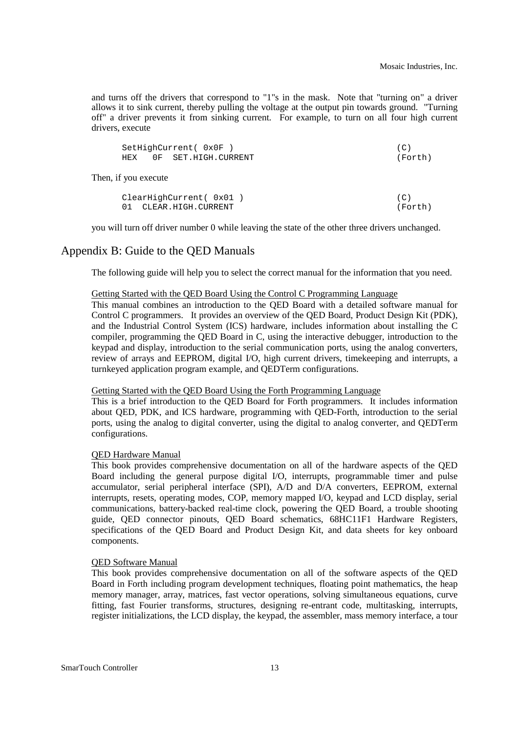and turns off the drivers that correspond to "1"s in the mask. Note that "turning on" a driver allows it to sink current, thereby pulling the voltage at the output pin towards ground. "Turning off" a driver prevents it from sinking current. For example, to turn on all four high current drivers, execute

```
SetHighCurrent( 0x0F )                                    (C)
HEX   0F  SET.HIGH.CURRENT                                (Forth)
```

Then, if you execute

```
ClearHighCurrent( 0x01 )                                  (C)
01  CLEAR.HIGH.CURRENT                                    (Forth)
```

you will turn off driver number 0 while leaving the state of the other three drivers unchanged.

## Appendix B: Guide to the QED Manuals

The following guide will help you to select the correct manual for the information that you need.

Getting Started with the QED Board Using the Control C Programming Language
This manual combines an introduction to the QED Board with a detailed software manual for Control C programmers. It provides an overview of the QED Board, Product Design Kit (PDK), and the Industrial Control System (ICS) hardware, includes information about installing the C compiler, programming the QED Board in C, using the interactive debugger, introduction to the keypad and display, introduction to the serial communication ports, using the analog converters, review of arrays and EEPROM, digital I/O, high current drivers, timekeeping and interrupts, a turnkeyed application program example, and QEDTerm configurations.

Getting Started with the QED Board Using the Forth Programming Language
This is a brief introduction to the QED Board for Forth programmers. It includes information about QED, PDK, and ICS hardware, programming with QED-Forth, introduction to the serial ports, using the analog to digital converter, using the digital to analog converter, and QEDTerm configurations.

QED Hardware Manual
This book provides comprehensive documentation on all of the hardware aspects of the QED Board including the general purpose digital I/O, interrupts, programmable timer and pulse accumulator, serial peripheral interface (SPI), A/D and D/A converters, EEPROM, external interrupts, resets, operating modes, COP, memory mapped I/O, keypad and LCD display, serial communications, battery-backed real-time clock, powering the QED Board, a trouble shooting guide, QED connector pinouts, QED Board schematics, 68HC11F1 Hardware Registers, specifications of the QED Board and Product Design Kit, and data sheets for key onboard components.

QED Software Manual
This book provides comprehensive documentation on all of the software aspects of the QED Board in Forth including program development techniques, floating point mathematics, the heap memory manager, array, matrices, fast vector operations, solving simultaneous equations, curve fitting, fast Fourier transforms, structures, designing re-entrant code, multitasking, interrupts, register initializations, the LCD display, the keypad, the assembler, mass memory interface, a tour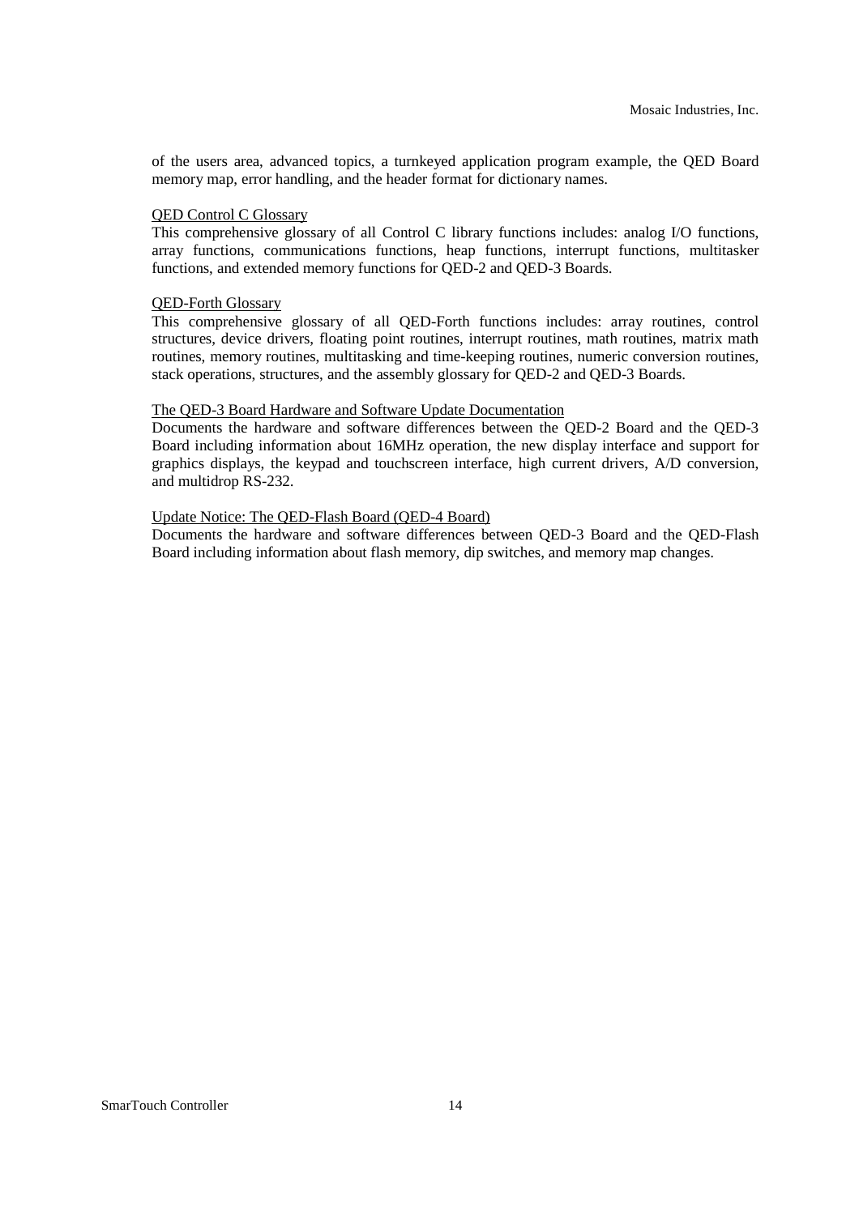of the users area, advanced topics, a turnkeyed application program example, the QED Board memory map, error handling, and the header format for dictionary names.

<u>QED Control C Glossary</u>
This comprehensive glossary of all Control C library functions includes: analog I/O functions, array functions, communications functions, heap functions, interrupt functions, multitasker functions, and extended memory functions for QED-2 and QED-3 Boards.

<u>QED-Forth Glossary</u>
This comprehensive glossary of all QED-Forth functions includes: array routines, control structures, device drivers, floating point routines, interrupt routines, math routines, matrix math routines, memory routines, multitasking and time-keeping routines, numeric conversion routines, stack operations, structures, and the assembly glossary for QED-2 and QED-3 Boards.

<u>The QED-3 Board Hardware and Software Update Documentation</u>
Documents the hardware and software differences between the QED-2 Board and the QED-3 Board including information about 16MHz operation, the new display interface and support for graphics displays, the keypad and touchscreen interface, high current drivers, A/D conversion, and multidrop RS-232.

<u>Update Notice: The QED-Flash Board (QED-4 Board)</u>
Documents the hardware and software differences between QED-3 Board and the QED-Flash Board including information about flash memory, dip switches, and memory map changes.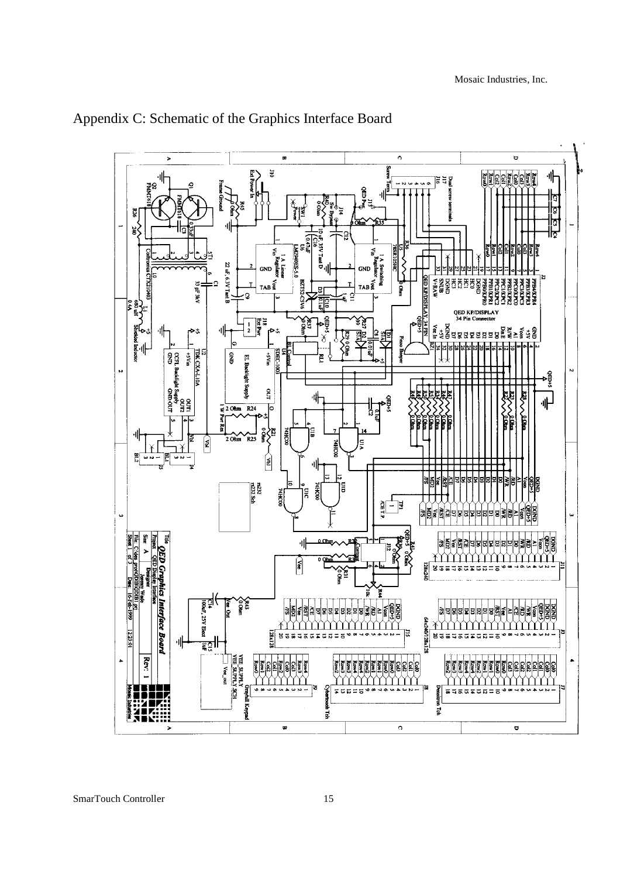# Appendix C: Schematic of the Graphics Interface Board